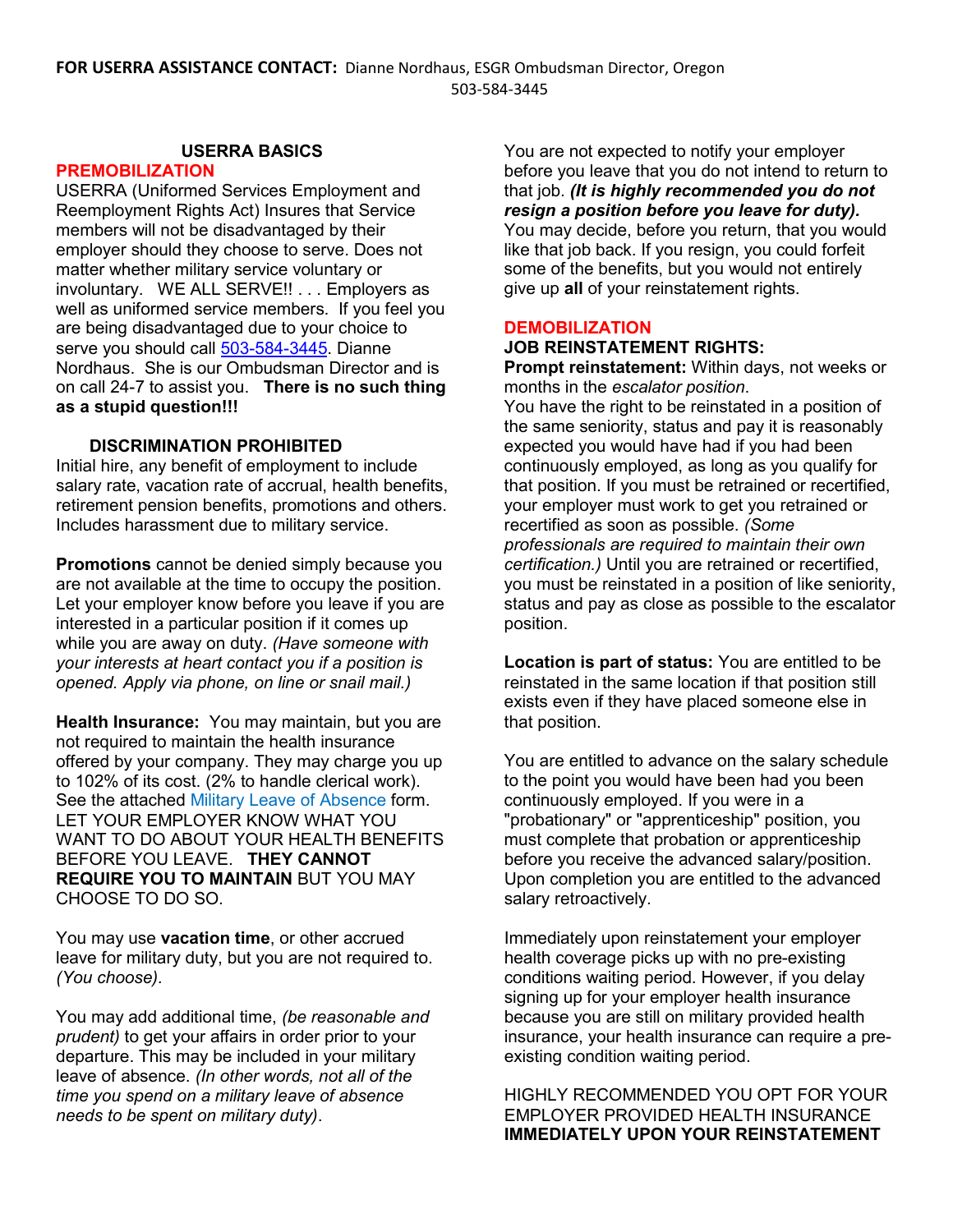**FOR USERRA ASSISTANCE CONTACT:** Dianne Nordhaus, ESGR Ombudsman Director, Oregon 503-584-3445

## USERRA BASICS

### PREMOBILIZATION

USERRA (Uniformed Services Employment and Reemployment Rights Act) Insures that Service members will not be disadvantaged by their employer should they choose to serve. Does not matter whether military service voluntary or involuntary. WE ALL SERVE!! . . . Employers as well as uniformed service members. If you feel you are being disadvantaged due to your choice to serve you should call 503-584-3445. Dianne Nordhaus. She is our Ombudsman Director and is on call 24-7 to assist you. **There is no such thing as a stupid question!!!**

### DISCRIMINATION PROHIBITED

Initial hire, any benefit of employment to include salary rate, vacation rate of accrual, health benefits, retirement pension benefits, promotions and others. Includes harassment due to military service.

**Promotions** cannot be denied simply because you are not available at the time to occupy the position. Let your employer know before you leave if you are interested in a particular position if it comes up while you are away on duty. *(Have someone with your interests at heart contact you if a position is opened. Apply via phone, on line or snail mail.)*

**Health Insurance:** You may maintain, but you are not required to maintain the health insurance offered by your company. They may charge you up to 102% of its cost. (2% to handle clerical work). See the attached Military Leave of Absence form. LET YOUR EMPLOYER KNOW WHAT YOU WANT TO DO ABOUT YOUR HEALTH BENEFITS BEFORE YOU LEAVE. **THEY CANNOT REQUIRE YOU TO MAINTAIN** BUT YOU MAY CHOOSE TO DO SO.

You may use **vacation time**, or other accrued leave for military duty, but you are not required to. *(You choose).*

You may add additional time, *(be reasonable and prudent)* to get your affairs in order prior to your departure. This may be included in your military leave of absence. *(In other words, not all of the time you spend on a military leave of absence needs to be spent on military duty).*

You are not expected to notify your employer before you leave that you do not intend to return to that job. ***(It is highly recommended you do not resign a position before you leave for duty).*** You may decide, before you return, that you would like that job back. If you resign, you could forfeit some of the benefits, but you would not entirely give up **all** of your reinstatement rights.

### DEMOBILIZATION

**JOB REINSTATEMENT RIGHTS:**

**Prompt reinstatement:** Within days, not weeks or months in the *escalator position*.

You have the right to be reinstated in a position of the same seniority, status and pay it is reasonably expected you would have had if you had been continuously employed, as long as you qualify for that position. If you must be retrained or recertified, your employer must work to get you retrained or recertified as soon as possible. *(Some professionals are required to maintain their own certification.)* Until you are retrained or recertified, you must be reinstated in a position of like seniority, status and pay as close as possible to the escalator position.

**Location is part of status:** You are entitled to be reinstated in the same location if that position still exists even if they have placed someone else in that position.

You are entitled to advance on the salary schedule to the point you would have been had you been continuously employed. If you were in a "probationary" or "apprenticeship" position, you must complete that probation or apprenticeship before you receive the advanced salary/position. Upon completion you are entitled to the advanced salary retroactively.

Immediately upon reinstatement your employer health coverage picks up with no pre-existing conditions waiting period. However, if you delay signing up for your employer health insurance because you are still on military provided health insurance, your health insurance can require a pre-existing condition waiting period.

HIGHLY RECOMMENDED YOU OPT FOR YOUR EMPLOYER PROVIDED HEALTH INSURANCE **IMMEDIATELY UPON YOUR REINSTATEMENT**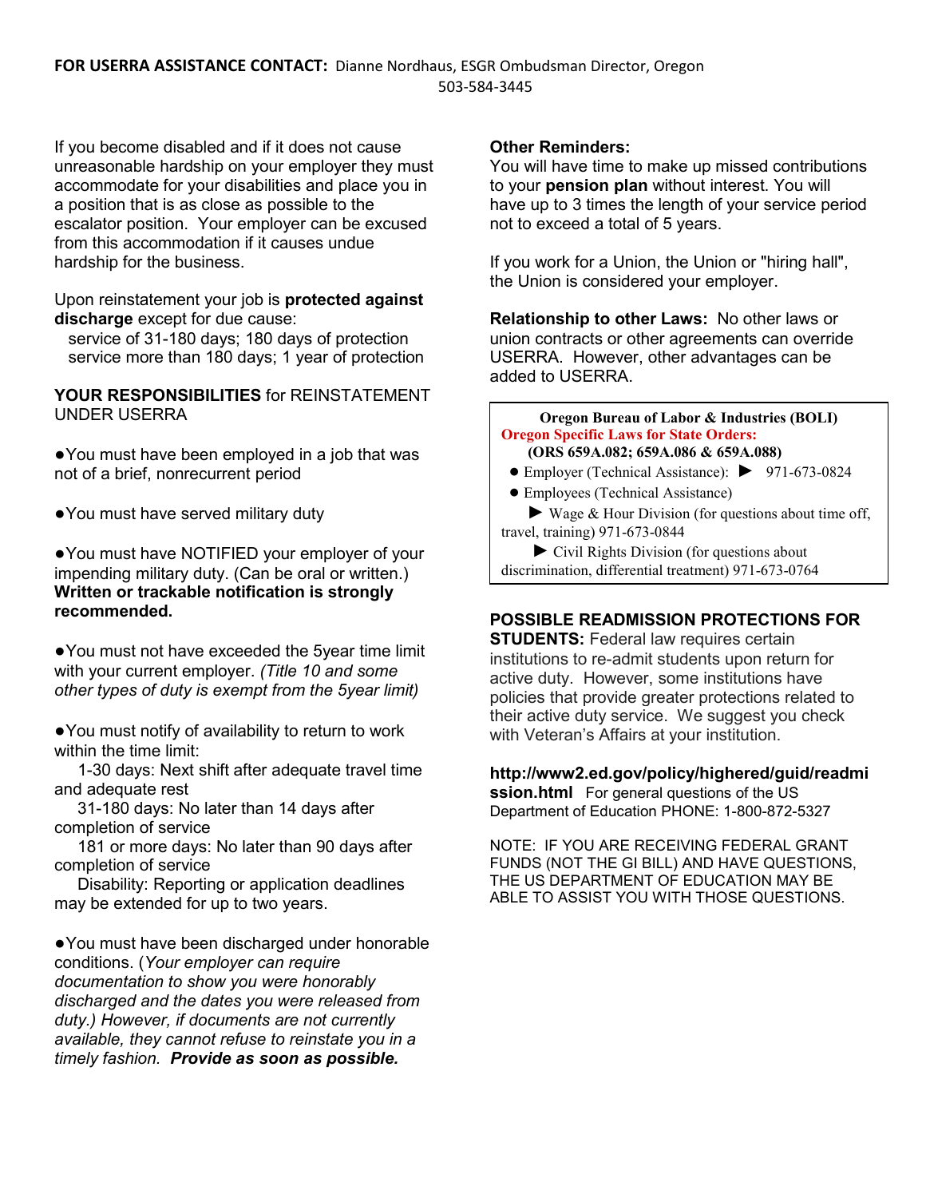**FOR USERRA ASSISTANCE CONTACT:** Dianne Nordhaus, ESGR Ombudsman Director, Oregon 503-584-3445

If you become disabled and if it does not cause unreasonable hardship on your employer they must accommodate for your disabilities and place you in a position that is as close as possible to the escalator position. Your employer can be excused from this accommodation if it causes undue hardship for the business.

Upon reinstatement your job is **protected against discharge** except for due cause:
service of 31-180 days; 180 days of protection
service more than 180 days; 1 year of protection

**YOUR RESPONSIBILITIES** for REINSTATEMENT UNDER USERRA

●You must have been employed in a job that was not of a brief, nonrecurrent period

●You must have served military duty

●You must have NOTIFIED your employer of your impending military duty. (Can be oral or written.) **Written or trackable notification is strongly recommended.**

●You must not have exceeded the 5year time limit with your current employer. *(Title 10 and some other types of duty is exempt from the 5year limit)*

●You must notify of availability to return to work within the time limit:
1-30 days: Next shift after adequate travel time and adequate rest
31-180 days: No later than 14 days after completion of service
181 or more days: No later than 90 days after completion of service
Disability: Reporting or application deadlines may be extended for up to two years.

●You must have been discharged under honorable conditions. (*Your employer can require documentation to show you were honorably discharged and the dates you were released from duty.) However, if documents are not currently available, they cannot refuse to reinstate you in a timely fashion.* ***Provide as soon as possible.***

**Other Reminders:**
You will have time to make up missed contributions to your **pension plan** without interest. You will have up to 3 times the length of your service period not to exceed a total of 5 years.

If you work for a Union, the Union or "hiring hall", the Union is considered your employer.

**Relationship to other Laws:** No other laws or union contracts or other agreements can override USERRA. However, other advantages can be added to USERRA.

**Oregon Bureau of Labor & Industries (BOLI)**
**Oregon Specific Laws for State Orders:**
**(ORS 659A.082; 659A.086 & 659A.088)**

- Employer (Technical Assistance): ► 971-673-0824
- Employees (Technical Assistance)
  - ► Wage & Hour Division (for questions about time off, travel, training) 971-673-0844
  - ► Civil Rights Division (for questions about discrimination, differential treatment) 971-673-0764

**POSSIBLE READMISSION PROTECTIONS FOR STUDENTS:** Federal law requires certain institutions to re-admit students upon return for active duty. However, some institutions have policies that provide greater protections related to their active duty service. We suggest you check with Veteran's Affairs at your institution.

**http://www2.ed.gov/policy/highered/guid/readmission.html** For general questions of the US Department of Education PHONE: 1-800-872-5327

NOTE: IF YOU ARE RECEIVING FEDERAL GRANT FUNDS (NOT THE GI BILL) AND HAVE QUESTIONS, THE US DEPARTMENT OF EDUCATION MAY BE ABLE TO ASSIST YOU WITH THOSE QUESTIONS.